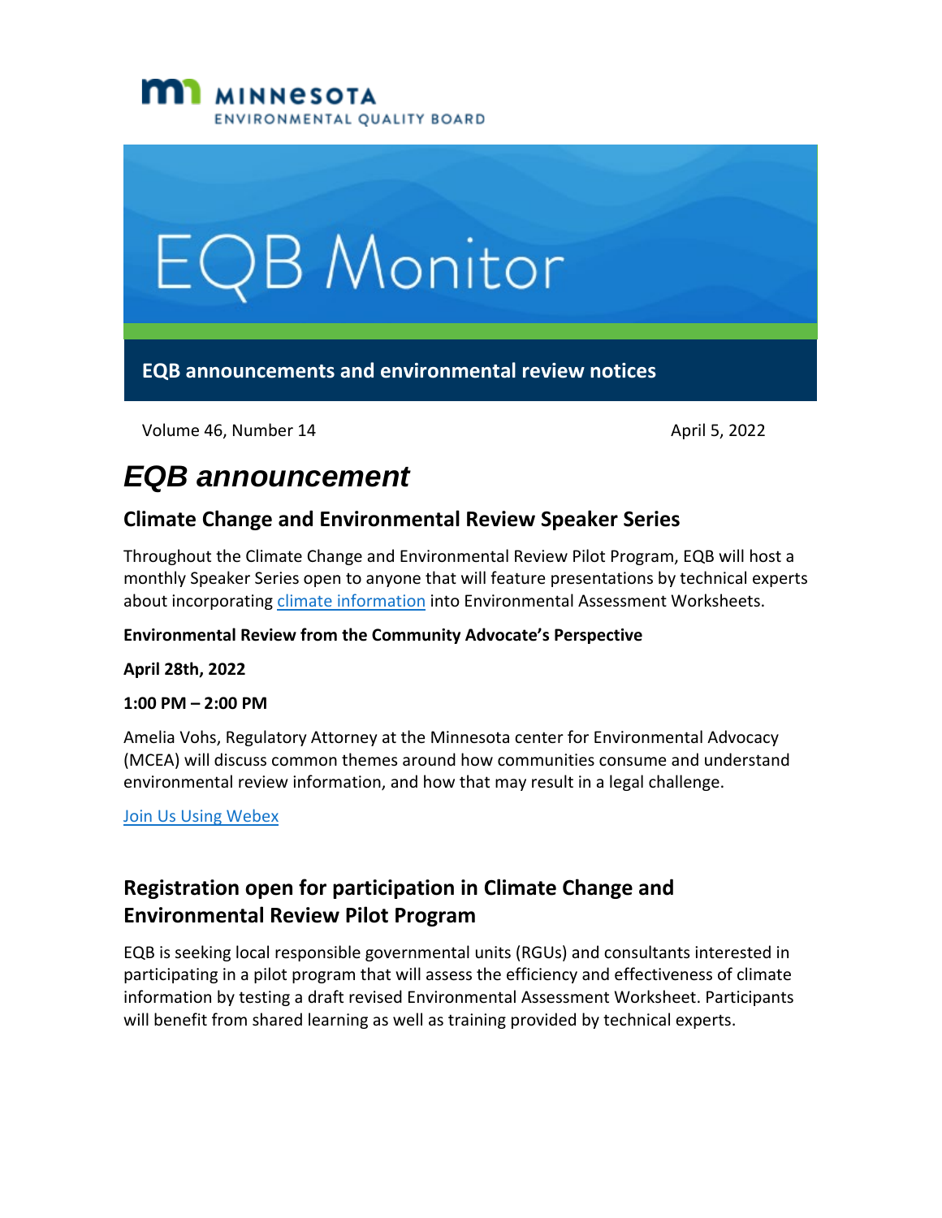MINNESOTA
ENVIRONMENTAL QUALITY BOARD

# EQB Monitor

**EQB announcements and environmental review notices**

Volume 46, Number 14 April 5, 2022

# *EQB announcement*

## Climate Change and Environmental Review Speaker Series

Throughout the Climate Change and Environmental Review Pilot Program, EQB will host a monthly Speaker Series open to anyone that will feature presentations by technical experts about incorporating climate information into Environmental Assessment Worksheets.

**Environmental Review from the Community Advocate's Perspective**

**April 28th, 2022**

**1:00 PM – 2:00 PM**

Amelia Vohs, Regulatory Attorney at the Minnesota center for Environmental Advocacy (MCEA) will discuss common themes around how communities consume and understand environmental review information, and how that may result in a legal challenge.

Join Us Using Webex

## Registration open for participation in Climate Change and Environmental Review Pilot Program

EQB is seeking local responsible governmental units (RGUs) and consultants interested in participating in a pilot program that will assess the efficiency and effectiveness of climate information by testing a draft revised Environmental Assessment Worksheet. Participants will benefit from shared learning as well as training provided by technical experts.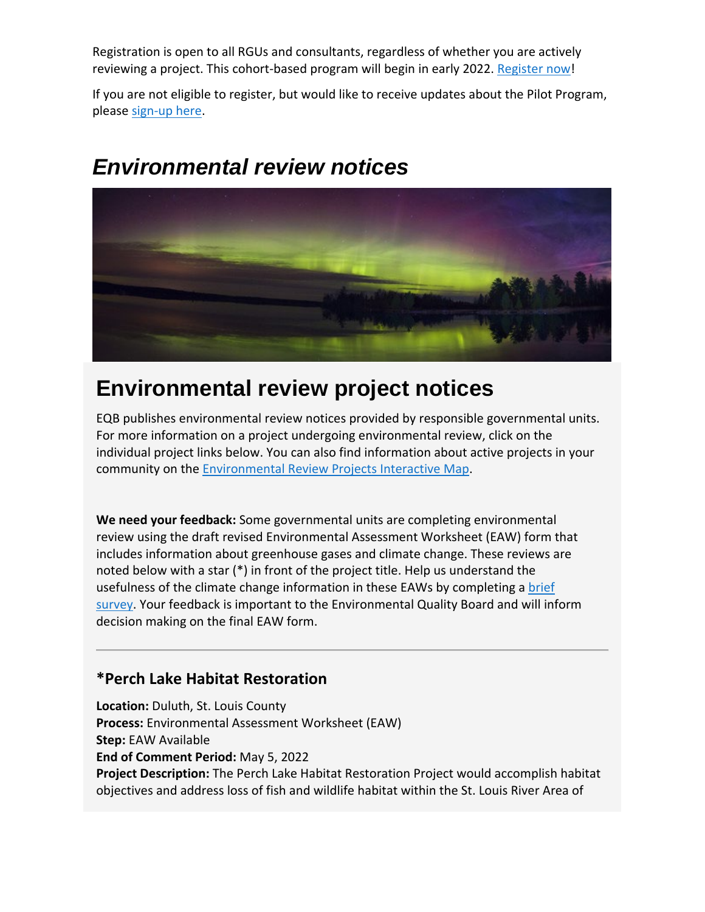Registration is open to all RGUs and consultants, regardless of whether you are actively reviewing a project. This cohort-based program will begin in early 2022. Register now!

If you are not eligible to register, but would like to receive updates about the Pilot Program, please sign-up here.

## *Environmental review notices*

# Environmental review project notices

EQB publishes environmental review notices provided by responsible governmental units. For more information on a project undergoing environmental review, click on the individual project links below. You can also find information about active projects in your community on the Environmental Review Projects Interactive Map.

**We need your feedback:** Some governmental units are completing environmental review using the draft revised Environmental Assessment Worksheet (EAW) form that includes information about greenhouse gases and climate change. These reviews are noted below with a star (*) in front of the project title. Help us understand the usefulness of the climate change information in these EAWs by completing a brief survey. Your feedback is important to the Environmental Quality Board and will inform decision making on the final EAW form.

---

### *Perch Lake Habitat Restoration

**Location:** Duluth, St. Louis County
**Process:** Environmental Assessment Worksheet (EAW)
**Step:** EAW Available
**End of Comment Period:** May 5, 2022
**Project Description:** The Perch Lake Habitat Restoration Project would accomplish habitat objectives and address loss of fish and wildlife habitat within the St. Louis River Area of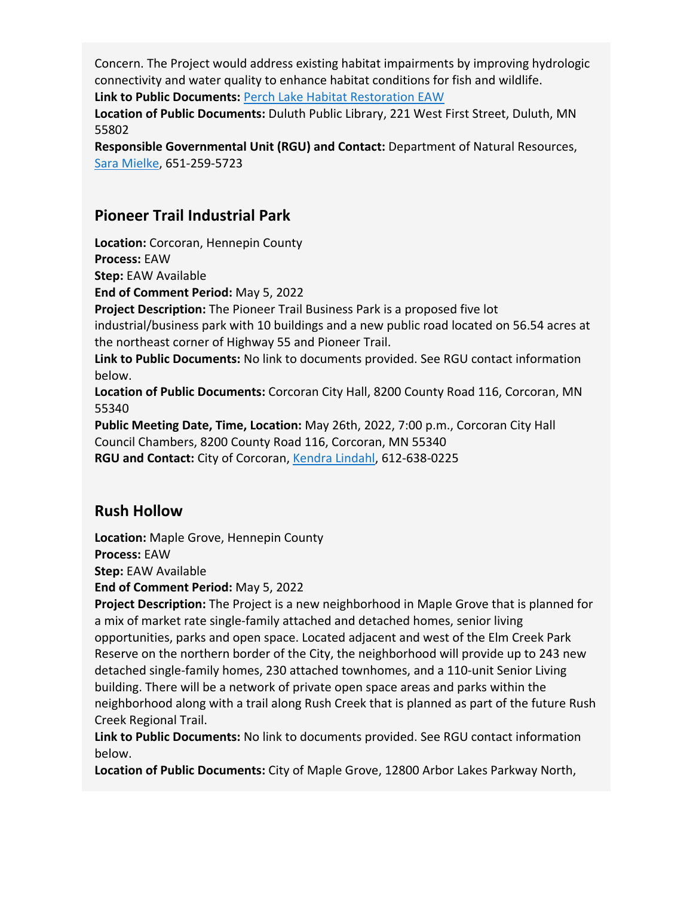Concern. The Project would address existing habitat impairments by improving hydrologic connectivity and water quality to enhance habitat conditions for fish and wildlife.
**Link to Public Documents:** Perch Lake Habitat Restoration EAW
**Location of Public Documents:** Duluth Public Library, 221 West First Street, Duluth, MN 55802
**Responsible Governmental Unit (RGU) and Contact:** Department of Natural Resources, Sara Mielke, 651-259-5723

## Pioneer Trail Industrial Park

**Location:** Corcoran, Hennepin County
**Process:** EAW
**Step:** EAW Available
**End of Comment Period:** May 5, 2022
**Project Description:** The Pioneer Trail Business Park is a proposed five lot industrial/business park with 10 buildings and a new public road located on 56.54 acres at the northeast corner of Highway 55 and Pioneer Trail.
**Link to Public Documents:** No link to documents provided. See RGU contact information below.
**Location of Public Documents:** Corcoran City Hall, 8200 County Road 116, Corcoran, MN 55340
**Public Meeting Date, Time, Location:** May 26th, 2022, 7:00 p.m., Corcoran City Hall Council Chambers, 8200 County Road 116, Corcoran, MN 55340
**RGU and Contact:** City of Corcoran, Kendra Lindahl, 612-638-0225

## Rush Hollow

**Location:** Maple Grove, Hennepin County
**Process:** EAW
**Step:** EAW Available
**End of Comment Period:** May 5, 2022
**Project Description:** The Project is a new neighborhood in Maple Grove that is planned for a mix of market rate single-family attached and detached homes, senior living opportunities, parks and open space. Located adjacent and west of the Elm Creek Park Reserve on the northern border of the City, the neighborhood will provide up to 243 new detached single-family homes, 230 attached townhomes, and a 110-unit Senior Living building. There will be a network of private open space areas and parks within the neighborhood along with a trail along Rush Creek that is planned as part of the future Rush Creek Regional Trail.
**Link to Public Documents:** No link to documents provided. See RGU contact information below.
**Location of Public Documents:** City of Maple Grove, 12800 Arbor Lakes Parkway North,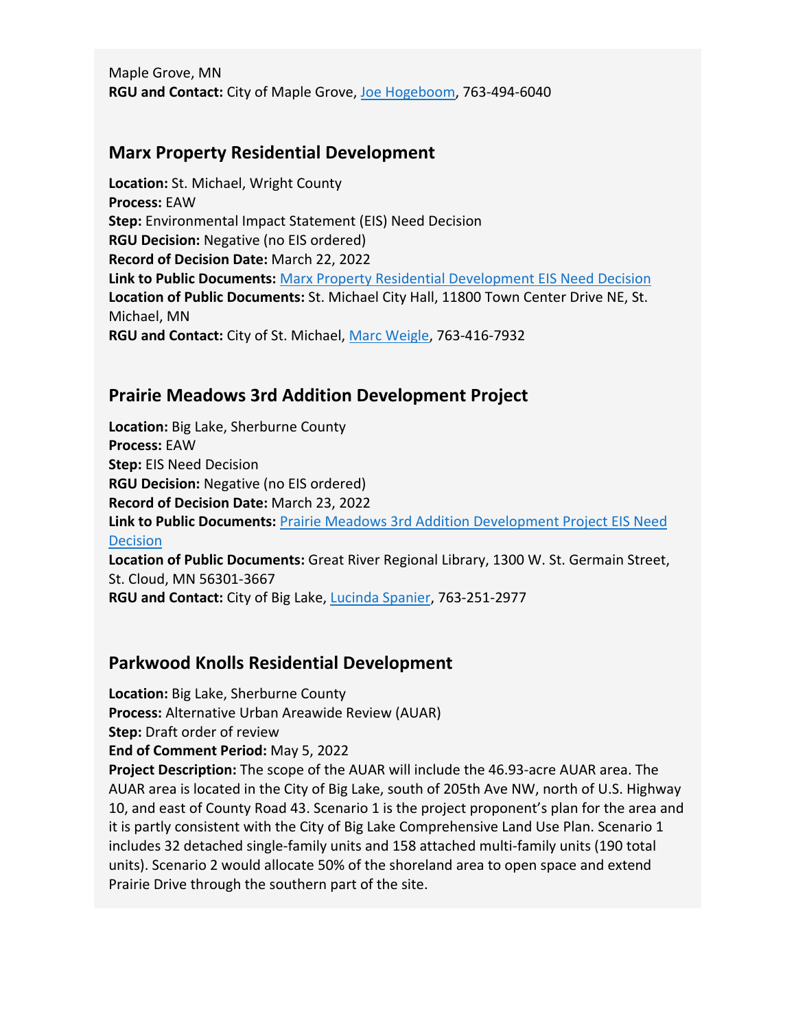Maple Grove, MN
**RGU and Contact:** City of Maple Grove, [Joe Hogeboom](), 763-494-6040

## Marx Property Residential Development

**Location:** St. Michael, Wright County
**Process:** EAW
**Step:** Environmental Impact Statement (EIS) Need Decision
**RGU Decision:** Negative (no EIS ordered)
**Record of Decision Date:** March 22, 2022
**Link to Public Documents:** [Marx Property Residential Development EIS Need Decision]()
**Location of Public Documents:** St. Michael City Hall, 11800 Town Center Drive NE, St. Michael, MN
**RGU and Contact:** City of St. Michael, [Marc Weigle](), 763-416-7932

## Prairie Meadows 3rd Addition Development Project

**Location:** Big Lake, Sherburne County
**Process:** EAW
**Step:** EIS Need Decision
**RGU Decision:** Negative (no EIS ordered)
**Record of Decision Date:** March 23, 2022
**Link to Public Documents:** [Prairie Meadows 3rd Addition Development Project EIS Need Decision]()
**Location of Public Documents:** Great River Regional Library, 1300 W. St. Germain Street, St. Cloud, MN 56301-3667
**RGU and Contact:** City of Big Lake, [Lucinda Spanier](), 763-251-2977

## Parkwood Knolls Residential Development

**Location:** Big Lake, Sherburne County
**Process:** Alternative Urban Areawide Review (AUAR)
**Step:** Draft order of review
**End of Comment Period:** May 5, 2022
**Project Description:** The scope of the AUAR will include the 46.93-acre AUAR area. The AUAR area is located in the City of Big Lake, south of 205th Ave NW, north of U.S. Highway 10, and east of County Road 43. Scenario 1 is the project proponent's plan for the area and it is partly consistent with the City of Big Lake Comprehensive Land Use Plan. Scenario 1 includes 32 detached single-family units and 158 attached multi-family units (190 total units). Scenario 2 would allocate 50% of the shoreland area to open space and extend Prairie Drive through the southern part of the site.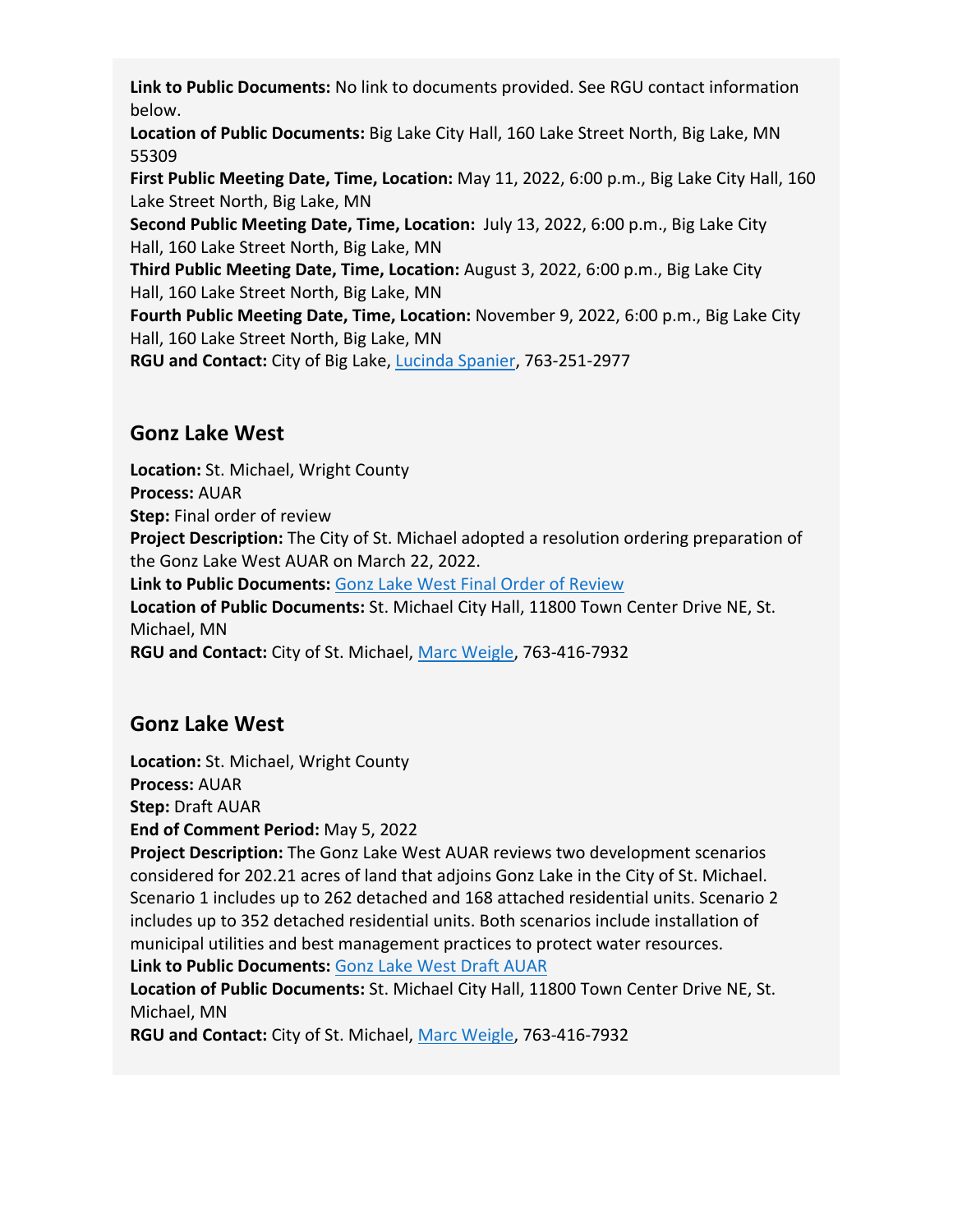**Link to Public Documents:** No link to documents provided. See RGU contact information below.
**Location of Public Documents:** Big Lake City Hall, 160 Lake Street North, Big Lake, MN 55309
**First Public Meeting Date, Time, Location:** May 11, 2022, 6:00 p.m., Big Lake City Hall, 160 Lake Street North, Big Lake, MN
**Second Public Meeting Date, Time, Location:** July 13, 2022, 6:00 p.m., Big Lake City Hall, 160 Lake Street North, Big Lake, MN
**Third Public Meeting Date, Time, Location:** August 3, 2022, 6:00 p.m., Big Lake City Hall, 160 Lake Street North, Big Lake, MN
**Fourth Public Meeting Date, Time, Location:** November 9, 2022, 6:00 p.m., Big Lake City Hall, 160 Lake Street North, Big Lake, MN
**RGU and Contact:** City of Big Lake, Lucinda Spanier, 763-251-2977

## Gonz Lake West

**Location:** St. Michael, Wright County
**Process:** AUAR
**Step:** Final order of review
**Project Description:** The City of St. Michael adopted a resolution ordering preparation of the Gonz Lake West AUAR on March 22, 2022.
**Link to Public Documents:** Gonz Lake West Final Order of Review
**Location of Public Documents:** St. Michael City Hall, 11800 Town Center Drive NE, St. Michael, MN
**RGU and Contact:** City of St. Michael, Marc Weigle, 763-416-7932

## Gonz Lake West

**Location:** St. Michael, Wright County
**Process:** AUAR
**Step:** Draft AUAR
**End of Comment Period:** May 5, 2022
**Project Description:** The Gonz Lake West AUAR reviews two development scenarios considered for 202.21 acres of land that adjoins Gonz Lake in the City of St. Michael. Scenario 1 includes up to 262 detached and 168 attached residential units. Scenario 2 includes up to 352 detached residential units. Both scenarios include installation of municipal utilities and best management practices to protect water resources.
**Link to Public Documents:** Gonz Lake West Draft AUAR
**Location of Public Documents:** St. Michael City Hall, 11800 Town Center Drive NE, St. Michael, MN
**RGU and Contact:** City of St. Michael, Marc Weigle, 763-416-7932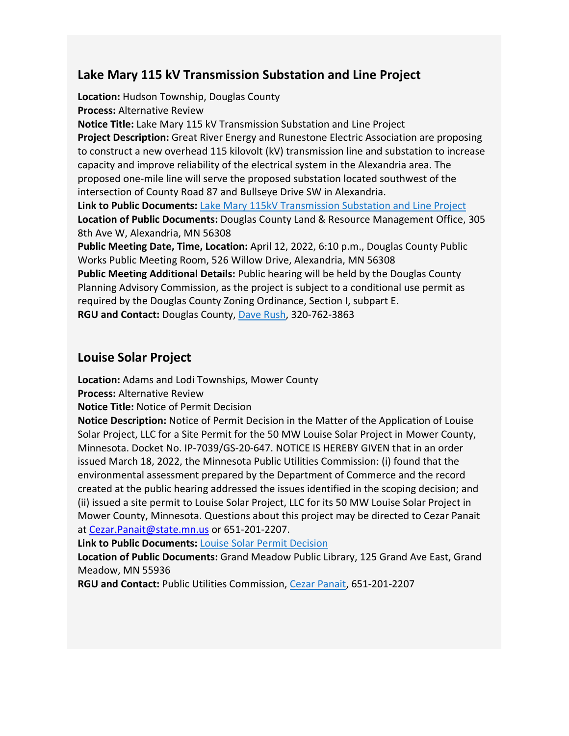## Lake Mary 115 kV Transmission Substation and Line Project

**Location:** Hudson Township, Douglas County
**Process:** Alternative Review
**Notice Title:** Lake Mary 115 kV Transmission Substation and Line Project
**Project Description:** Great River Energy and Runestone Electric Association are proposing to construct a new overhead 115 kilovolt (kV) transmission line and substation to increase capacity and improve reliability of the electrical system in the Alexandria area. The proposed one-mile line will serve the proposed substation located southwest of the intersection of County Road 87 and Bullseye Drive SW in Alexandria.
**Link to Public Documents:** Lake Mary 115kV Transmission Substation and Line Project
**Location of Public Documents:** Douglas County Land & Resource Management Office, 305 8th Ave W, Alexandria, MN 56308
**Public Meeting Date, Time, Location:** April 12, 2022, 6:10 p.m., Douglas County Public Works Public Meeting Room, 526 Willow Drive, Alexandria, MN 56308
**Public Meeting Additional Details:** Public hearing will be held by the Douglas County Planning Advisory Commission, as the project is subject to a conditional use permit as required by the Douglas County Zoning Ordinance, Section I, subpart E.
**RGU and Contact:** Douglas County, Dave Rush, 320-762-3863

## Louise Solar Project

**Location:** Adams and Lodi Townships, Mower County
**Process:** Alternative Review
**Notice Title:** Notice of Permit Decision
**Notice Description:** Notice of Permit Decision in the Matter of the Application of Louise Solar Project, LLC for a Site Permit for the 50 MW Louise Solar Project in Mower County, Minnesota. Docket No. IP-7039/GS-20-647. NOTICE IS HEREBY GIVEN that in an order issued March 18, 2022, the Minnesota Public Utilities Commission: (i) found that the environmental assessment prepared by the Department of Commerce and the record created at the public hearing addressed the issues identified in the scoping decision; and (ii) issued a site permit to Louise Solar Project, LLC for its 50 MW Louise Solar Project in Mower County, Minnesota. Questions about this project may be directed to Cezar Panait at Cezar.Panait@state.mn.us or 651-201-2207.
**Link to Public Documents:** Louise Solar Permit Decision
**Location of Public Documents:** Grand Meadow Public Library, 125 Grand Ave East, Grand Meadow, MN 55936
**RGU and Contact:** Public Utilities Commission, Cezar Panait, 651-201-2207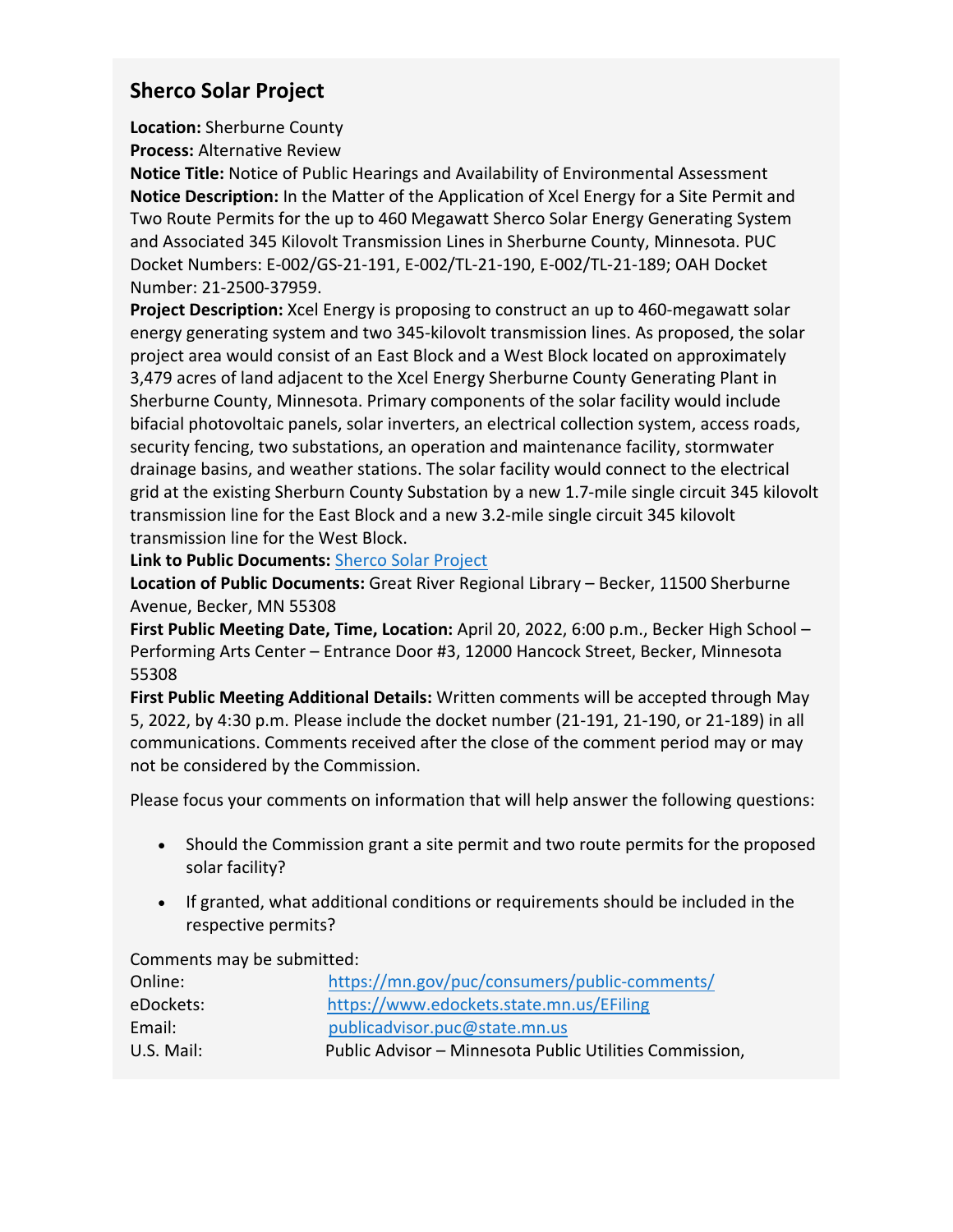## Sherco Solar Project

**Location:** Sherburne County
**Process:** Alternative Review
**Notice Title:** Notice of Public Hearings and Availability of Environmental Assessment
**Notice Description:** In the Matter of the Application of Xcel Energy for a Site Permit and Two Route Permits for the up to 460 Megawatt Sherco Solar Energy Generating System and Associated 345 Kilovolt Transmission Lines in Sherburne County, Minnesota. PUC Docket Numbers: E-002/GS-21-191, E-002/TL-21-190, E-002/TL-21-189; OAH Docket Number: 21-2500-37959.
**Project Description:** Xcel Energy is proposing to construct an up to 460-megawatt solar energy generating system and two 345-kilovolt transmission lines. As proposed, the solar project area would consist of an East Block and a West Block located on approximately 3,479 acres of land adjacent to the Xcel Energy Sherburne County Generating Plant in Sherburne County, Minnesota. Primary components of the solar facility would include bifacial photovoltaic panels, solar inverters, an electrical collection system, access roads, security fencing, two substations, an operation and maintenance facility, stormwater drainage basins, and weather stations. The solar facility would connect to the electrical grid at the existing Sherburn County Substation by a new 1.7-mile single circuit 345 kilovolt transmission line for the East Block and a new 3.2-mile single circuit 345 kilovolt transmission line for the West Block.
**Link to Public Documents:** Sherco Solar Project
**Location of Public Documents:** Great River Regional Library – Becker, 11500 Sherburne Avenue, Becker, MN 55308
**First Public Meeting Date, Time, Location:** April 20, 2022, 6:00 p.m., Becker High School – Performing Arts Center – Entrance Door #3, 12000 Hancock Street, Becker, Minnesota 55308
**First Public Meeting Additional Details:** Written comments will be accepted through May 5, 2022, by 4:30 p.m. Please include the docket number (21-191, 21-190, or 21-189) in all communications. Comments received after the close of the comment period may or may not be considered by the Commission.

Please focus your comments on information that will help answer the following questions:

- Should the Commission grant a site permit and two route permits for the proposed solar facility?
- If granted, what additional conditions or requirements should be included in the respective permits?

Comments may be submitted:

| | |
|---|---|
| Online: | https://mn.gov/puc/consumers/public-comments/ |
| eDockets: | https://www.edockets.state.mn.us/EFiling |
| Email: | publicadvisor.puc@state.mn.us |
| U.S. Mail: | Public Advisor – Minnesota Public Utilities Commission, |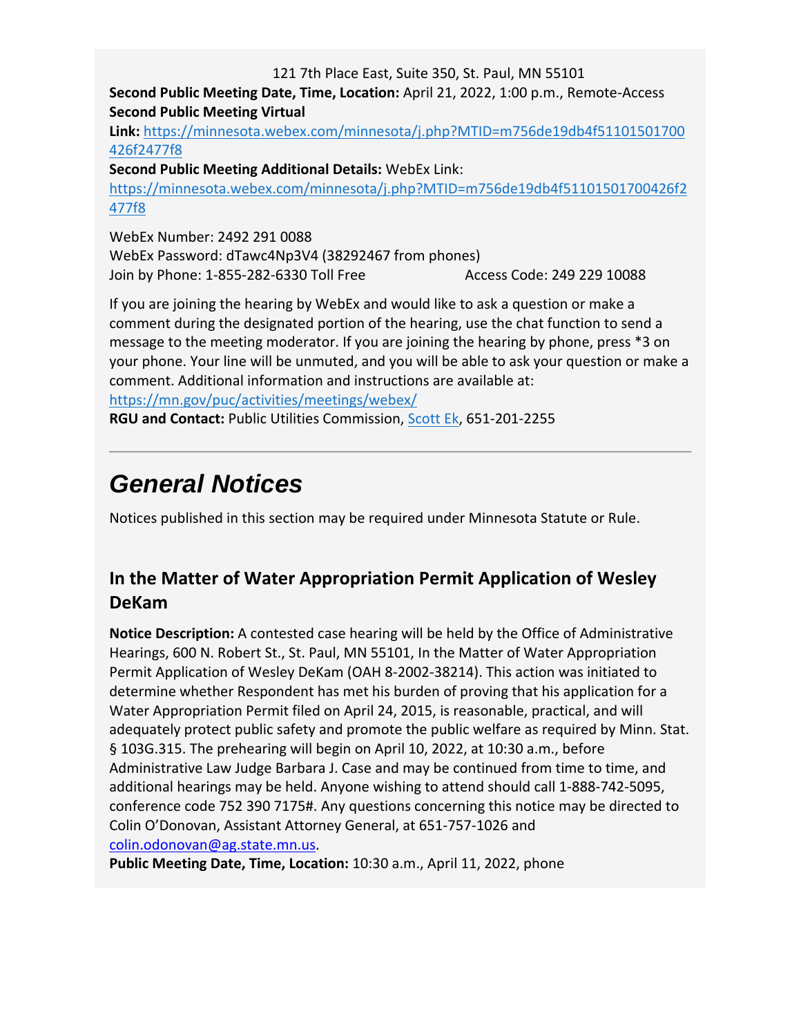121 7th Place East, Suite 350, St. Paul, MN 55101

**Second Public Meeting Date, Time, Location:** April 21, 2022, 1:00 p.m., Remote-Access

**Second Public Meeting Virtual Link:** https://minnesota.webex.com/minnesota/j.php?MTID=m756de19db4f51101501700426f2477f8

**Second Public Meeting Additional Details:** WebEx Link: https://minnesota.webex.com/minnesota/j.php?MTID=m756de19db4f51101501700426f2477f8

WebEx Number: 2492 291 0088
WebEx Password: dTawc4Np3V4 (38292467 from phones)
Join by Phone: 1-855-282-6330 Toll Free Access Code: 249 229 10088

If you are joining the hearing by WebEx and would like to ask a question or make a comment during the designated portion of the hearing, use the chat function to send a message to the meeting moderator. If you are joining the hearing by phone, press *3 on your phone. Your line will be unmuted, and you will be able to ask your question or make a comment. Additional information and instructions are available at: https://mn.gov/puc/activities/meetings/webex/

**RGU and Contact:** Public Utilities Commission, Scott Ek, 651-201-2255

---

# General Notices

Notices published in this section may be required under Minnesota Statute or Rule.

## In the Matter of Water Appropriation Permit Application of Wesley DeKam

**Notice Description:** A contested case hearing will be held by the Office of Administrative Hearings, 600 N. Robert St., St. Paul, MN 55101, In the Matter of Water Appropriation Permit Application of Wesley DeKam (OAH 8-2002-38214). This action was initiated to determine whether Respondent has met his burden of proving that his application for a Water Appropriation Permit filed on April 24, 2015, is reasonable, practical, and will adequately protect public safety and promote the public welfare as required by Minn. Stat. § 103G.315. The prehearing will begin on April 10, 2022, at 10:30 a.m., before Administrative Law Judge Barbara J. Case and may be continued from time to time, and additional hearings may be held. Anyone wishing to attend should call 1-888-742-5095, conference code 752 390 7175#. Any questions concerning this notice may be directed to Colin O'Donovan, Assistant Attorney General, at 651-757-1026 and colin.odonovan@ag.state.mn.us.

**Public Meeting Date, Time, Location:** 10:30 a.m., April 11, 2022, phone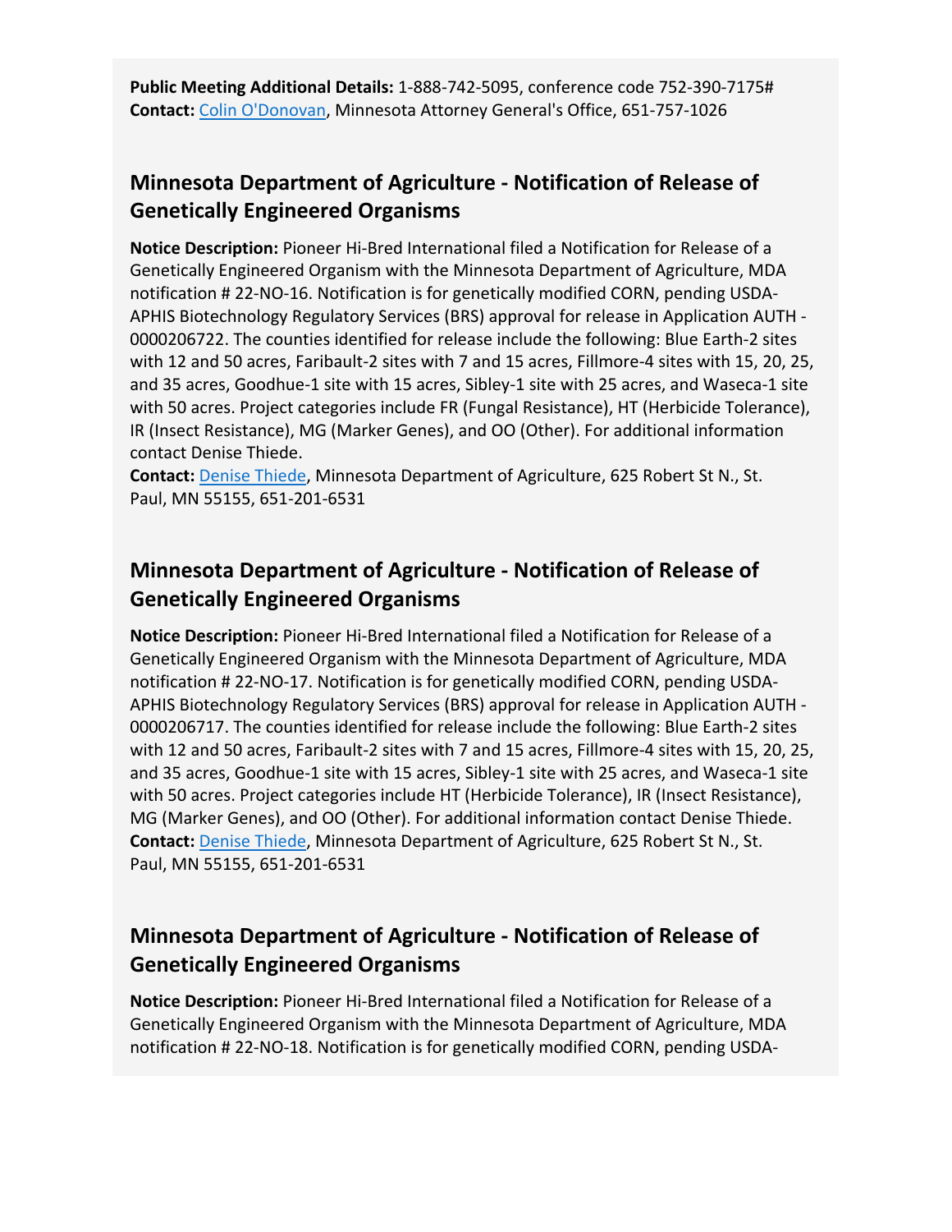**Public Meeting Additional Details:** 1-888-742-5095, conference code 752-390-7175#
**Contact:** Colin O'Donovan, Minnesota Attorney General's Office, 651-757-1026

## Minnesota Department of Agriculture - Notification of Release of Genetically Engineered Organisms

**Notice Description:** Pioneer Hi-Bred International filed a Notification for Release of a Genetically Engineered Organism with the Minnesota Department of Agriculture, MDA notification # 22-NO-16. Notification is for genetically modified CORN, pending USDA-APHIS Biotechnology Regulatory Services (BRS) approval for release in Application AUTH - 0000206722. The counties identified for release include the following: Blue Earth-2 sites with 12 and 50 acres, Faribault-2 sites with 7 and 15 acres, Fillmore-4 sites with 15, 20, 25, and 35 acres, Goodhue-1 site with 15 acres, Sibley-1 site with 25 acres, and Waseca-1 site with 50 acres. Project categories include FR (Fungal Resistance), HT (Herbicide Tolerance), IR (Insect Resistance), MG (Marker Genes), and OO (Other). For additional information contact Denise Thiede.
**Contact:** Denise Thiede, Minnesota Department of Agriculture, 625 Robert St N., St. Paul, MN 55155, 651-201-6531

## Minnesota Department of Agriculture - Notification of Release of Genetically Engineered Organisms

**Notice Description:** Pioneer Hi-Bred International filed a Notification for Release of a Genetically Engineered Organism with the Minnesota Department of Agriculture, MDA notification # 22-NO-17. Notification is for genetically modified CORN, pending USDA-APHIS Biotechnology Regulatory Services (BRS) approval for release in Application AUTH - 0000206717. The counties identified for release include the following: Blue Earth-2 sites with 12 and 50 acres, Faribault-2 sites with 7 and 15 acres, Fillmore-4 sites with 15, 20, 25, and 35 acres, Goodhue-1 site with 15 acres, Sibley-1 site with 25 acres, and Waseca-1 site with 50 acres. Project categories include HT (Herbicide Tolerance), IR (Insect Resistance), MG (Marker Genes), and OO (Other). For additional information contact Denise Thiede.
**Contact:** Denise Thiede, Minnesota Department of Agriculture, 625 Robert St N., St. Paul, MN 55155, 651-201-6531

## Minnesota Department of Agriculture - Notification of Release of Genetically Engineered Organisms

**Notice Description:** Pioneer Hi-Bred International filed a Notification for Release of a Genetically Engineered Organism with the Minnesota Department of Agriculture, MDA notification # 22-NO-18. Notification is for genetically modified CORN, pending USDA-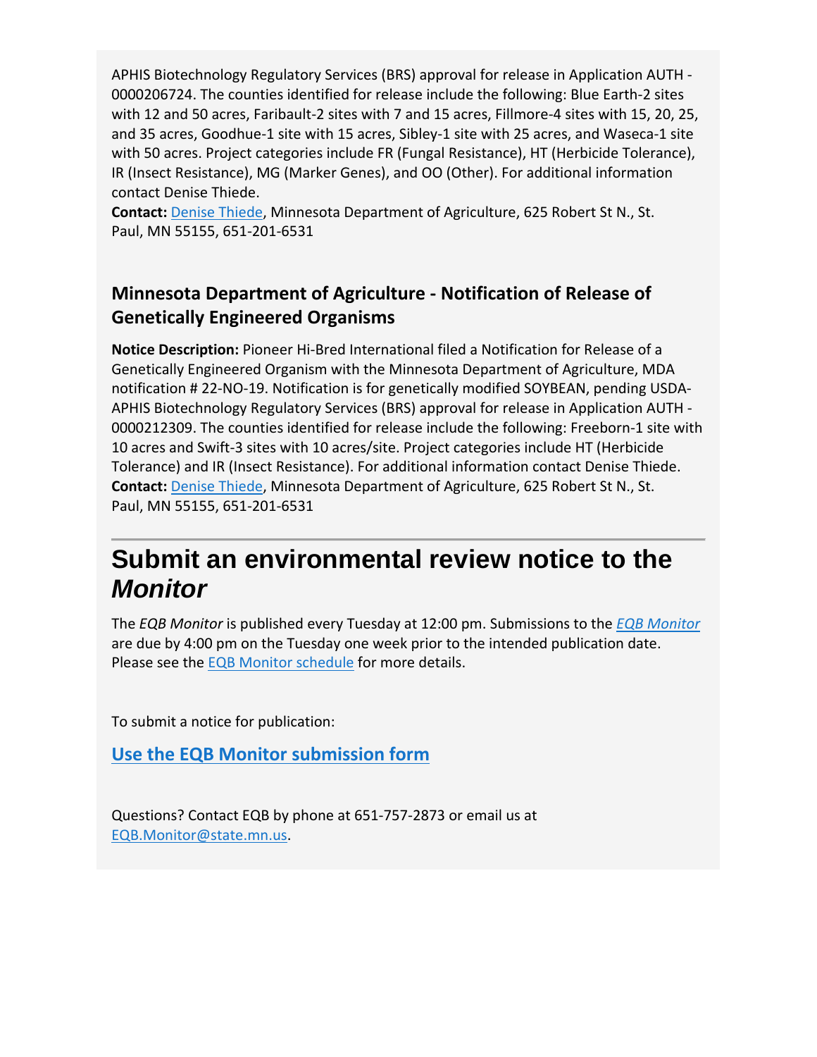APHIS Biotechnology Regulatory Services (BRS) approval for release in Application AUTH - 0000206724. The counties identified for release include the following: Blue Earth-2 sites with 12 and 50 acres, Faribault-2 sites with 7 and 15 acres, Fillmore-4 sites with 15, 20, 25, and 35 acres, Goodhue-1 site with 15 acres, Sibley-1 site with 25 acres, and Waseca-1 site with 50 acres. Project categories include FR (Fungal Resistance), HT (Herbicide Tolerance), IR (Insect Resistance), MG (Marker Genes), and OO (Other). For additional information contact Denise Thiede.
**Contact:** Denise Thiede, Minnesota Department of Agriculture, 625 Robert St N., St. Paul, MN 55155, 651-201-6531

### Minnesota Department of Agriculture - Notification of Release of Genetically Engineered Organisms

**Notice Description:** Pioneer Hi-Bred International filed a Notification for Release of a Genetically Engineered Organism with the Minnesota Department of Agriculture, MDA notification # 22-NO-19. Notification is for genetically modified SOYBEAN, pending USDA-APHIS Biotechnology Regulatory Services (BRS) approval for release in Application AUTH - 0000212309. The counties identified for release include the following: Freeborn-1 site with 10 acres and Swift-3 sites with 10 acres/site. Project categories include HT (Herbicide Tolerance) and IR (Insect Resistance). For additional information contact Denise Thiede.
**Contact:** Denise Thiede, Minnesota Department of Agriculture, 625 Robert St N., St. Paul, MN 55155, 651-201-6531

## Submit an environmental review notice to the *Monitor*

The *EQB Monitor* is published every Tuesday at 12:00 pm. Submissions to the *EQB Monitor* are due by 4:00 pm on the Tuesday one week prior to the intended publication date. Please see the EQB Monitor schedule for more details.

To submit a notice for publication:

**Use the EQB Monitor submission form**

Questions? Contact EQB by phone at 651-757-2873 or email us at EQB.Monitor@state.mn.us.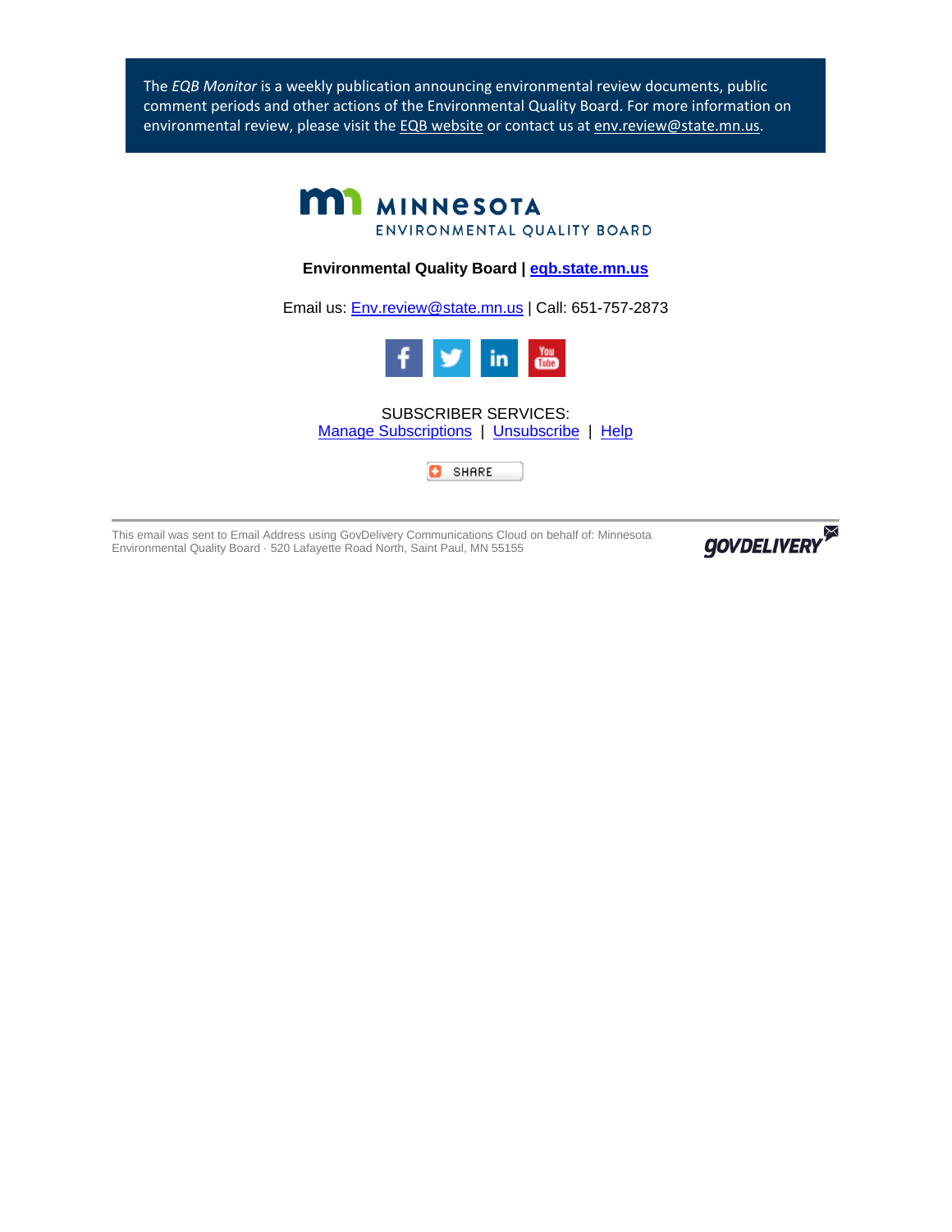The *EQB Monitor* is a weekly publication announcing environmental review documents, public comment periods and other actions of the Environmental Quality Board. For more information on environmental review, please visit the EQB website or contact us at env.review@state.mn.us.

MINNESOTA ENVIRONMENTAL QUALITY BOARD

**Environmental Quality Board | eqb.state.mn.us**

Email us: Env.review@state.mn.us | Call: 651-757-2873

SUBSCRIBER SERVICES:
Manage Subscriptions | Unsubscribe | Help

SHARE

This email was sent to Email Address using GovDelivery Communications Cloud on behalf of: Minnesota Environmental Quality Board · 520 Lafayette Road North, Saint Paul, MN 55155

GOVDELIVERY